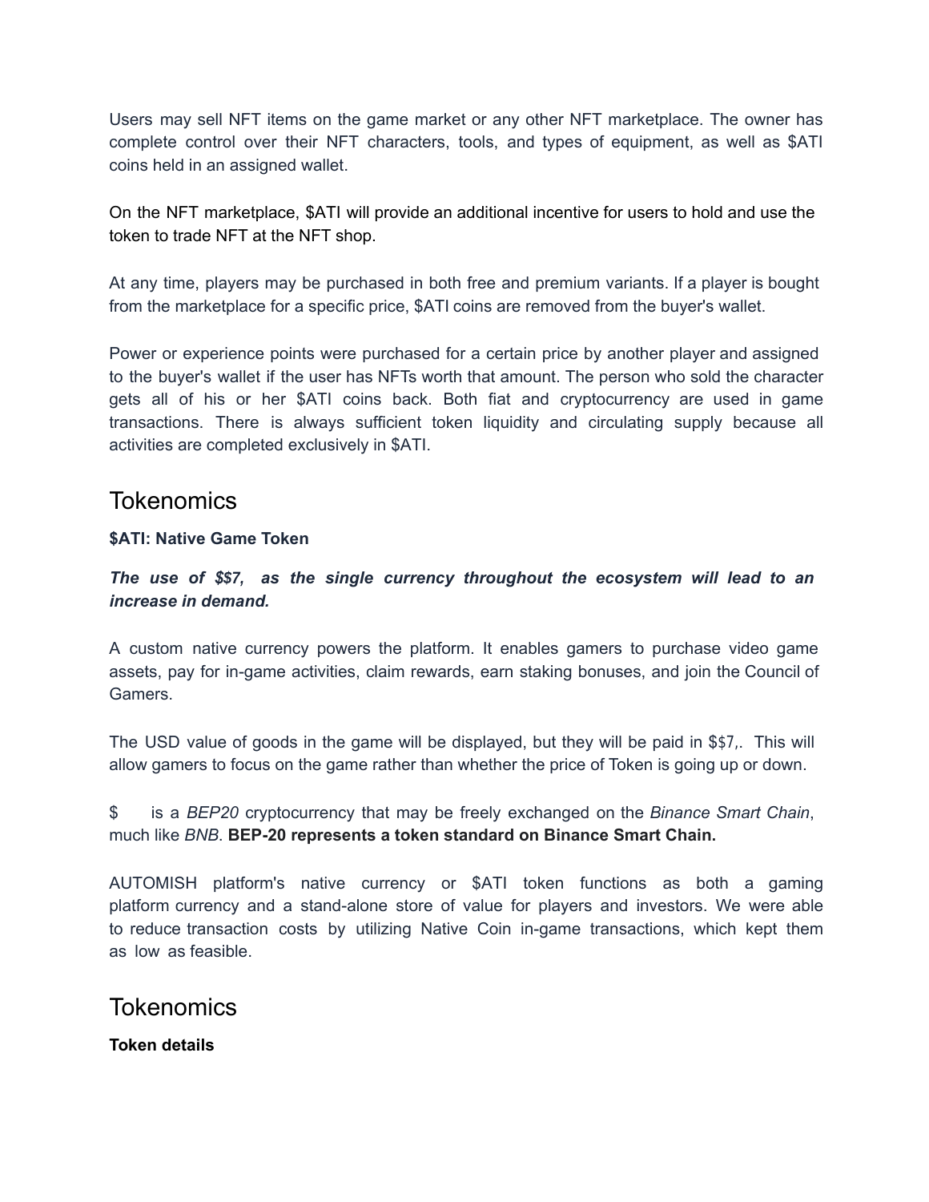Users may sell NFT items on the game market or any other NFT marketplace. The owner has complete control over their NFT characters, tools, and types of equipment, as well as $ATI coins held in an assigned wallet.

On the NFT marketplace, $ATI will provide an additional incentive for users to hold and use the token to trade NFT at the NFT shop.

At any time, players may be purchased in both free and premium variants. If a player is bought from the marketplace for a specific price, $ATI coins are removed from the buyer's wallet.

Power or experience points were purchased for a certain price by another player and assigned to the buyer's wallet if the user has NFTs worth that amount. The person who sold the character gets all of his or her $ATI coins back. Both fiat and cryptocurrency are used in game transactions. There is always sufficient token liquidity and circulating supply because all activities are completed exclusively in $ATI.

# Tokenomics

**$ATI: Native Game Token**

***The use of $$7, as the single currency throughout the ecosystem will lead to an increase in demand.***

A custom native currency powers the platform. It enables gamers to purchase video game assets, pay for in-game activities, claim rewards, earn staking bonuses, and join the Council of Gamers.

The USD value of goods in the game will be displayed, but they will be paid in $$7,. This will allow gamers to focus on the game rather than whether the price of Token is going up or down.

$ is a *BEP20* cryptocurrency that may be freely exchanged on the *Binance Smart Chain*, much like *BNB*. **BEP-20 represents a token standard on Binance Smart Chain.**

AUTOMISH platform's native currency or $ATI token functions as both a gaming platform currency and a stand-alone store of value for players and investors. We were able to reduce transaction costs by utilizing Native Coin in-game transactions, which kept them as low as feasible.

# Tokenomics

**Token details**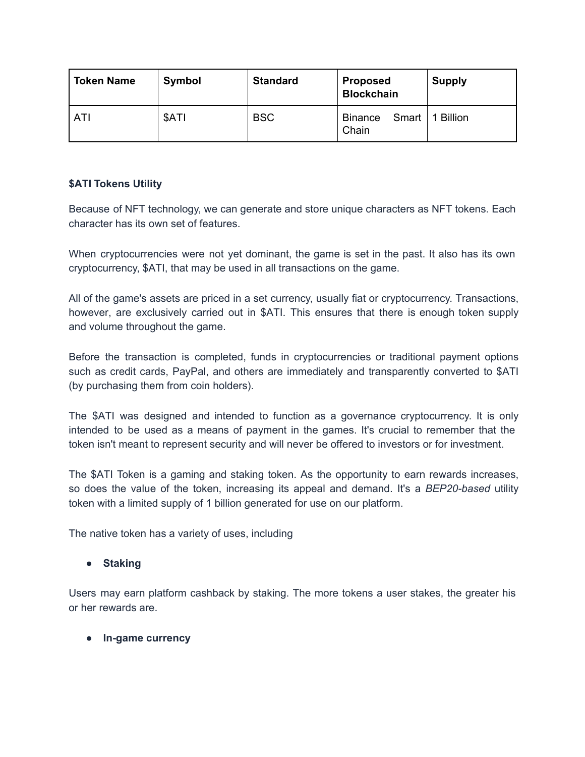| Token Name | Symbol | Standard | Proposed Blockchain | Supply |
|---|---|---|---|---|
| ATI | $ATI | BSC | Binance Smart Chain | 1 Billion |

**$ATI Tokens Utility**

Because of NFT technology, we can generate and store unique characters as NFT tokens. Each character has its own set of features.

When cryptocurrencies were not yet dominant, the game is set in the past. It also has its own cryptocurrency, $ATI, that may be used in all transactions on the game.

All of the game's assets are priced in a set currency, usually fiat or cryptocurrency. Transactions, however, are exclusively carried out in $ATI. This ensures that there is enough token supply and volume throughout the game.

Before the transaction is completed, funds in cryptocurrencies or traditional payment options such as credit cards, PayPal, and others are immediately and transparently converted to $ATI (by purchasing them from coin holders).

The $ATI was designed and intended to function as a governance cryptocurrency. It is only intended to be used as a means of payment in the games. It's crucial to remember that the token isn't meant to represent security and will never be offered to investors or for investment.

The $ATI Token is a gaming and staking token. As the opportunity to earn rewards increases, so does the value of the token, increasing its appeal and demand. It's a *BEP20-based* utility token with a limited supply of 1 billion generated for use on our platform.

The native token has a variety of uses, including

- **Staking**

Users may earn platform cashback by staking. The more tokens a user stakes, the greater his or her rewards are.

- **In-game currency**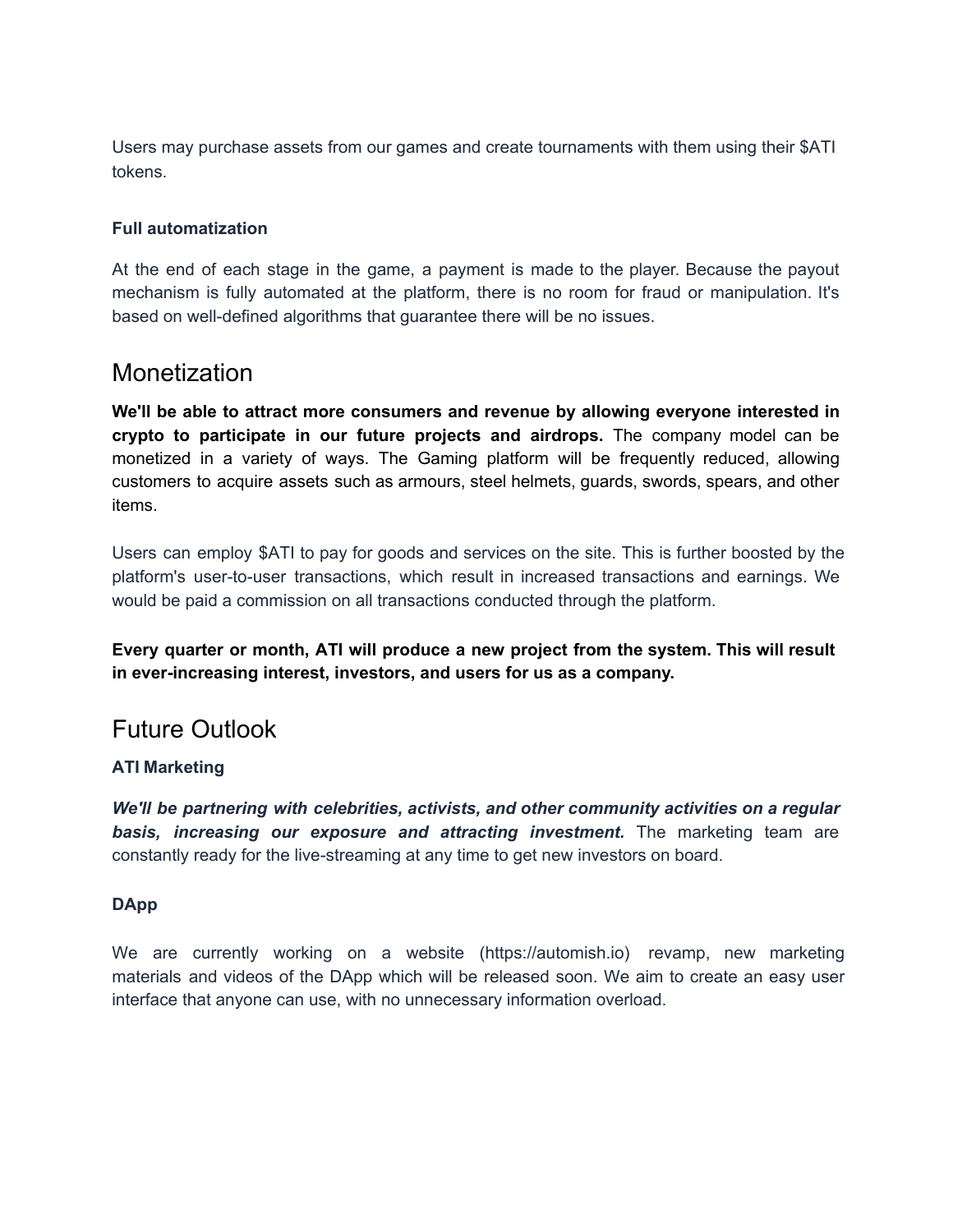Users may purchase assets from our games and create tournaments with them using their $ATI tokens.

### Full automatization

At the end of each stage in the game, a payment is made to the player. Because the payout mechanism is fully automated at the platform, there is no room for fraud or manipulation. It's based on well-defined algorithms that guarantee there will be no issues.

## Monetization

**We'll be able to attract more consumers and revenue by allowing everyone interested in crypto to participate in our future projects and airdrops.** The company model can be monetized in a variety of ways. The Gaming platform will be frequently reduced, allowing customers to acquire assets such as armours, steel helmets, guards, swords, spears, and other items.

Users can employ $ATI to pay for goods and services on the site. This is further boosted by the platform's user-to-user transactions, which result in increased transactions and earnings. We would be paid a commission on all transactions conducted through the platform.

**Every quarter or month, ATI will produce a new project from the system. This will result in ever-increasing interest, investors, and users for us as a company.**

## Future Outlook

### ATI Marketing

***We'll be partnering with celebrities, activists, and other community activities on a regular basis, increasing our exposure and attracting investment.*** The marketing team are constantly ready for the live-streaming at any time to get new investors on board.

### DApp

We are currently working on a website (https://automish.io) revamp, new marketing materials and videos of the DApp which will be released soon. We aim to create an easy user interface that anyone can use, with no unnecessary information overload.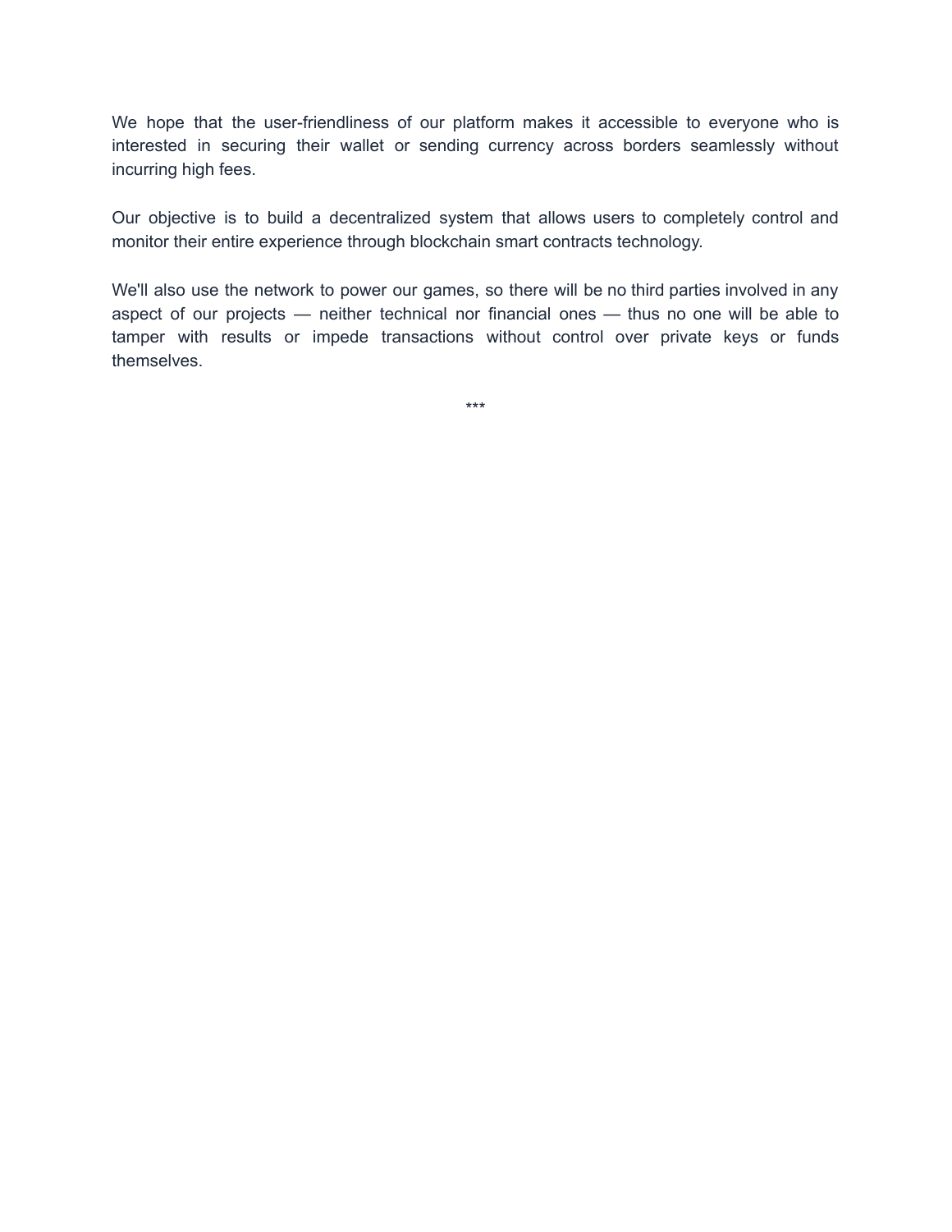We hope that the user-friendliness of our platform makes it accessible to everyone who is interested in securing their wallet or sending currency across borders seamlessly without incurring high fees.

Our objective is to build a decentralized system that allows users to completely control and monitor their entire experience through blockchain smart contracts technology.

We'll also use the network to power our games, so there will be no third parties involved in any aspect of our projects — neither technical nor financial ones — thus no one will be able to tamper with results or impede transactions without control over private keys or funds themselves.

***